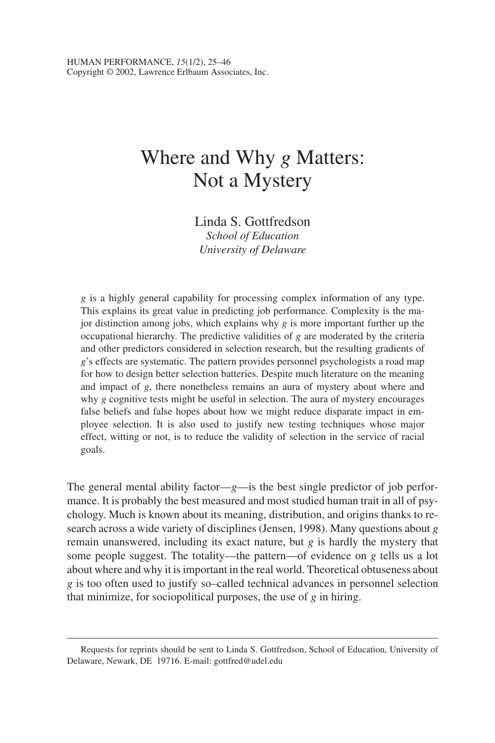# Where and Why *g* Matters: Not a Mystery

Linda S. Gottfredson
*School of Education*
*University of Delaware*

*g* is a highly general capability for processing complex information of any type. This explains its great value in predicting job performance. Complexity is the major distinction among jobs, which explains why *g* is more important further up the occupational hierarchy. The predictive validities of *g* are moderated by the criteria and other predictors considered in selection research, but the resulting gradients of *g*'s effects are systematic. The pattern provides personnel psychologists a road map for how to design better selection batteries. Despite much literature on the meaning and impact of *g*, there nonetheless remains an aura of mystery about where and why *g* cognitive tests might be useful in selection. The aura of mystery encourages false beliefs and false hopes about how we might reduce disparate impact in employee selection. It is also used to justify new testing techniques whose major effect, witting or not, is to reduce the validity of selection in the service of racial goals.

The general mental ability factor—*g*—is the best single predictor of job performance. It is probably the best measured and most studied human trait in all of psychology. Much is known about its meaning, distribution, and origins thanks to research across a wide variety of disciplines (Jensen, 1998). Many questions about *g* remain unanswered, including its exact nature, but *g* is hardly the mystery that some people suggest. The totality—the pattern—of evidence on *g* tells us a lot about where and why it is important in the real world. Theoretical obtuseness about *g* is too often used to justify so–called technical advances in personnel selection that minimize, for sociopolitical purposes, the use of *g* in hiring.

---

Requests for reprints should be sent to Linda S. Gottfredson, School of Education, University of Delaware, Newark, DE 19716. E-mail: gottfred@udel.edu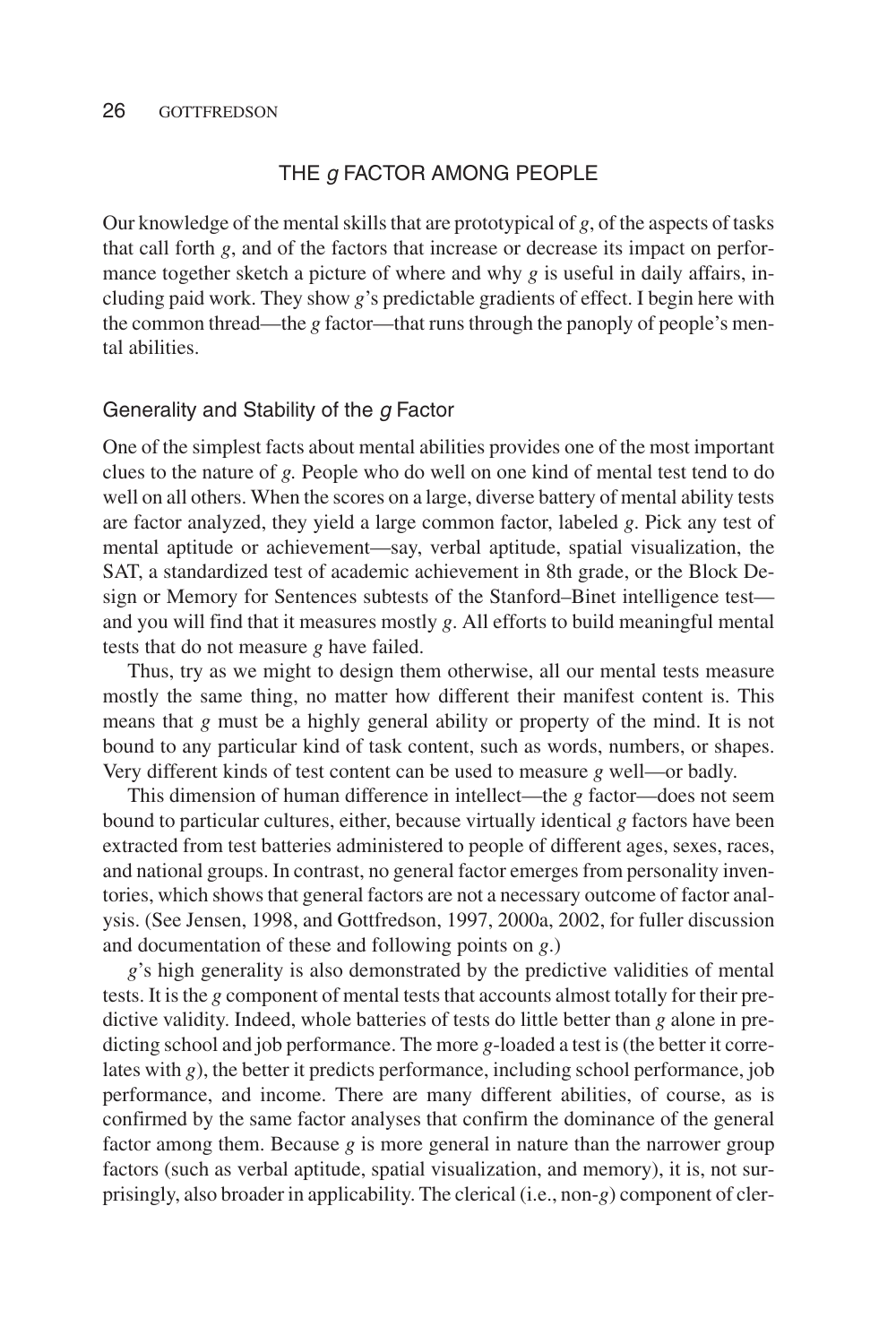## THE *g* FACTOR AMONG PEOPLE

Our knowledge of the mental skills that are prototypical of *g*, of the aspects of tasks that call forth *g*, and of the factors that increase or decrease its impact on performance together sketch a picture of where and why *g* is useful in daily affairs, including paid work. They show *g*'s predictable gradients of effect. I begin here with the common thread—the *g* factor—that runs through the panoply of people's mental abilities.

### Generality and Stability of the *g* Factor

One of the simplest facts about mental abilities provides one of the most important clues to the nature of *g*. People who do well on one kind of mental test tend to do well on all others. When the scores on a large, diverse battery of mental ability tests are factor analyzed, they yield a large common factor, labeled *g*. Pick any test of mental aptitude or achievement—say, verbal aptitude, spatial visualization, the SAT, a standardized test of academic achievement in 8th grade, or the Block Design or Memory for Sentences subtests of the Stanford–Binet intelligence test—and you will find that it measures mostly *g*. All efforts to build meaningful mental tests that do not measure *g* have failed.

Thus, try as we might to design them otherwise, all our mental tests measure mostly the same thing, no matter how different their manifest content is. This means that *g* must be a highly general ability or property of the mind. It is not bound to any particular kind of task content, such as words, numbers, or shapes. Very different kinds of test content can be used to measure *g* well—or badly.

This dimension of human difference in intellect—the *g* factor—does not seem bound to particular cultures, either, because virtually identical *g* factors have been extracted from test batteries administered to people of different ages, sexes, races, and national groups. In contrast, no general factor emerges from personality inventories, which shows that general factors are not a necessary outcome of factor analysis. (See Jensen, 1998, and Gottfredson, 1997, 2000a, 2002, for fuller discussion and documentation of these and following points on *g*.)

*g*'s high generality is also demonstrated by the predictive validities of mental tests. It is the *g* component of mental tests that accounts almost totally for their predictive validity. Indeed, whole batteries of tests do little better than *g* alone in predicting school and job performance. The more *g*-loaded a test is (the better it correlates with *g*), the better it predicts performance, including school performance, job performance, and income. There are many different abilities, of course, as is confirmed by the same factor analyses that confirm the dominance of the general factor among them. Because *g* is more general in nature than the narrower group factors (such as verbal aptitude, spatial visualization, and memory), it is, not surprisingly, also broader in applicability. The clerical (i.e., non-*g*) component of cler-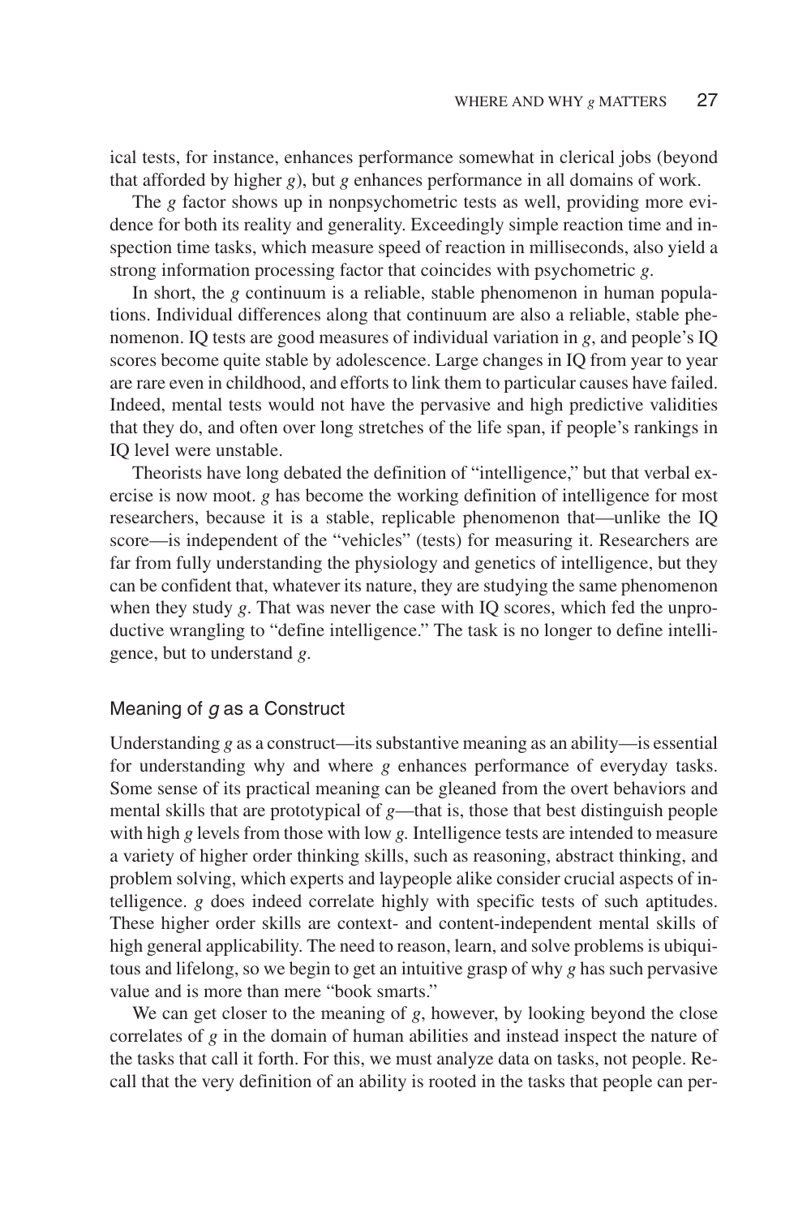ical tests, for instance, enhances performance somewhat in clerical jobs (beyond that afforded by higher *g*), but *g* enhances performance in all domains of work.

The *g* factor shows up in nonpsychometric tests as well, providing more evidence for both its reality and generality. Exceedingly simple reaction time and inspection time tasks, which measure speed of reaction in milliseconds, also yield a strong information processing factor that coincides with psychometric *g*.

In short, the *g* continuum is a reliable, stable phenomenon in human populations. Individual differences along that continuum are also a reliable, stable phenomenon. IQ tests are good measures of individual variation in *g*, and people's IQ scores become quite stable by adolescence. Large changes in IQ from year to year are rare even in childhood, and efforts to link them to particular causes have failed. Indeed, mental tests would not have the pervasive and high predictive validities that they do, and often over long stretches of the life span, if people's rankings in IQ level were unstable.

Theorists have long debated the definition of "intelligence," but that verbal exercise is now moot. *g* has become the working definition of intelligence for most researchers, because it is a stable, replicable phenomenon that—unlike the IQ score—is independent of the "vehicles" (tests) for measuring it. Researchers are far from fully understanding the physiology and genetics of intelligence, but they can be confident that, whatever its nature, they are studying the same phenomenon when they study *g*. That was never the case with IQ scores, which fed the unproductive wrangling to "define intelligence." The task is no longer to define intelligence, but to understand *g*.

## Meaning of *g* as a Construct

Understanding *g* as a construct—its substantive meaning as an ability—is essential for understanding why and where *g* enhances performance of everyday tasks. Some sense of its practical meaning can be gleaned from the overt behaviors and mental skills that are prototypical of *g*—that is, those that best distinguish people with high *g* levels from those with low *g*. Intelligence tests are intended to measure a variety of higher order thinking skills, such as reasoning, abstract thinking, and problem solving, which experts and laypeople alike consider crucial aspects of intelligence. *g* does indeed correlate highly with specific tests of such aptitudes. These higher order skills are context- and content-independent mental skills of high general applicability. The need to reason, learn, and solve problems is ubiquitous and lifelong, so we begin to get an intuitive grasp of why *g* has such pervasive value and is more than mere "book smarts."

We can get closer to the meaning of *g*, however, by looking beyond the close correlates of *g* in the domain of human abilities and instead inspect the nature of the tasks that call it forth. For this, we must analyze data on tasks, not people. Recall that the very definition of an ability is rooted in the tasks that people can per-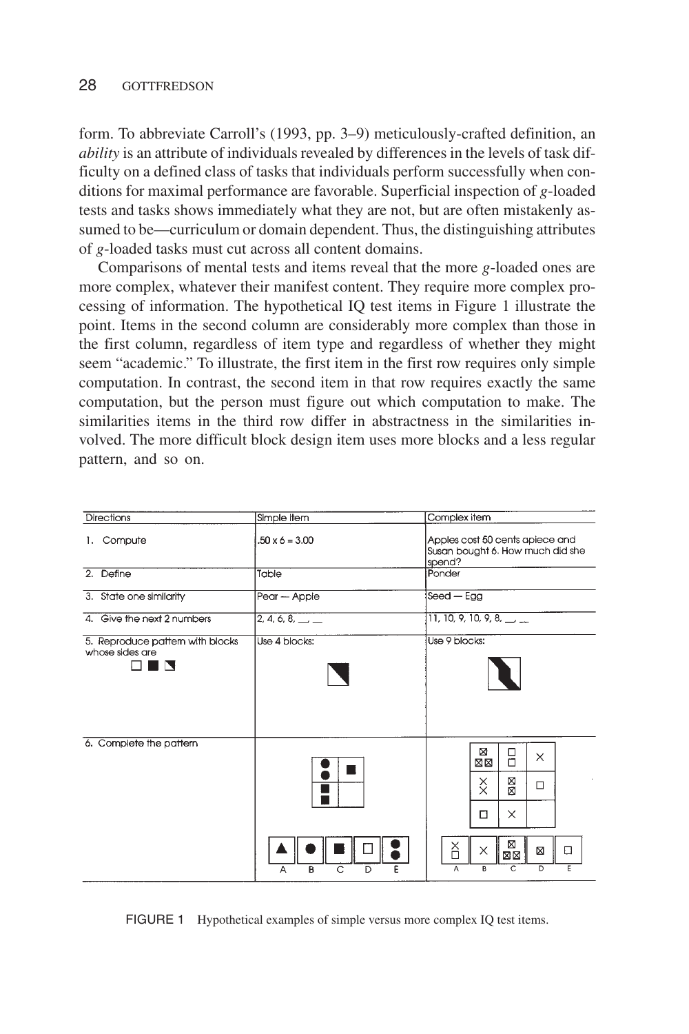form. To abbreviate Carroll's (1993, pp. 3–9) meticulously-crafted definition, an *ability* is an attribute of individuals revealed by differences in the levels of task difficulty on a defined class of tasks that individuals perform successfully when conditions for maximal performance are favorable. Superficial inspection of *g*-loaded tests and tasks shows immediately what they are not, but are often mistakenly assumed to be—curriculum or domain dependent. Thus, the distinguishing attributes of *g*-loaded tasks must cut across all content domains.

Comparisons of mental tests and items reveal that the more *g*-loaded ones are more complex, whatever their manifest content. They require more complex processing of information. The hypothetical IQ test items in Figure 1 illustrate the point. Items in the second column are considerably more complex than those in the first column, regardless of item type and regardless of whether they might seem "academic." To illustrate, the first item in the first row requires only simple computation. In contrast, the second item in that row requires exactly the same computation, but the person must figure out which computation to make. The similarities items in the third row differ in abstractness in the similarities involved. The more difficult block design item uses more blocks and a less regular pattern, and so on.

| Directions | Simple item | Complex item |
|---|---|---|
| 1. Compute | .50 x 6 = 3.00 | Apples cost 50 cents apiece and Susan bought 6. How much did she spend? |
| 2. Define | Table | Ponder |
| 3. State one similarity | Pear — Apple | Seed — Egg |
| 4. Give the next 2 numbers | 2, 4, 6, 8, __, __ | 11, 10, 9, 10, 9, 8, __, __ |
| 5. Reproduce pattern with blocks whose sides are ☐ ■ ◪ | Use 4 blocks: | Use 9 blocks: |
| 6. Complete the pattern | A B C D E | A B C D E |

FIGURE 1 Hypothetical examples of simple versus more complex IQ test items.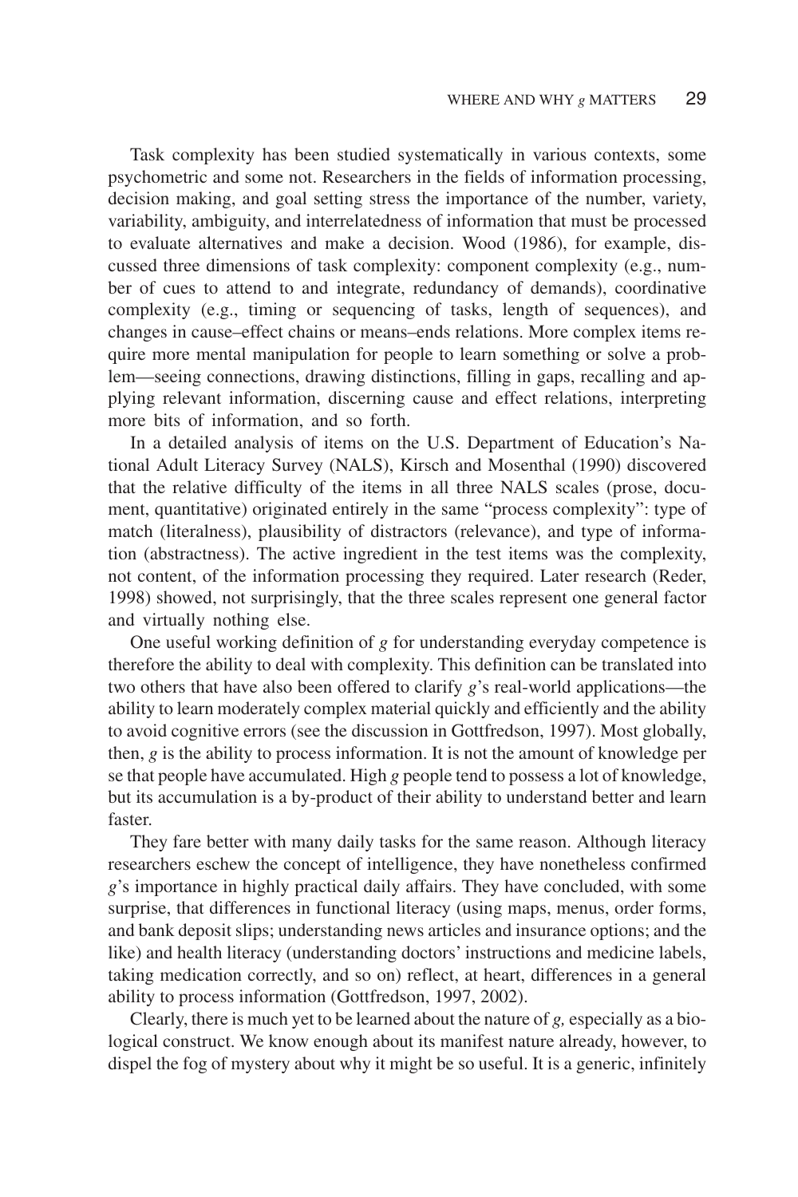Task complexity has been studied systematically in various contexts, some psychometric and some not. Researchers in the fields of information processing, decision making, and goal setting stress the importance of the number, variety, variability, ambiguity, and interrelatedness of information that must be processed to evaluate alternatives and make a decision. Wood (1986), for example, discussed three dimensions of task complexity: component complexity (e.g., number of cues to attend to and integrate, redundancy of demands), coordinative complexity (e.g., timing or sequencing of tasks, length of sequences), and changes in cause–effect chains or means–ends relations. More complex items require more mental manipulation for people to learn something or solve a problem—seeing connections, drawing distinctions, filling in gaps, recalling and applying relevant information, discerning cause and effect relations, interpreting more bits of information, and so forth.

In a detailed analysis of items on the U.S. Department of Education's National Adult Literacy Survey (NALS), Kirsch and Mosenthal (1990) discovered that the relative difficulty of the items in all three NALS scales (prose, document, quantitative) originated entirely in the same "process complexity": type of match (literalness), plausibility of distractors (relevance), and type of information (abstractness). The active ingredient in the test items was the complexity, not content, of the information processing they required. Later research (Reder, 1998) showed, not surprisingly, that the three scales represent one general factor and virtually nothing else.

One useful working definition of *g* for understanding everyday competence is therefore the ability to deal with complexity. This definition can be translated into two others that have also been offered to clarify *g*'s real-world applications—the ability to learn moderately complex material quickly and efficiently and the ability to avoid cognitive errors (see the discussion in Gottfredson, 1997). Most globally, then, *g* is the ability to process information. It is not the amount of knowledge per se that people have accumulated. High *g* people tend to possess a lot of knowledge, but its accumulation is a by-product of their ability to understand better and learn faster.

They fare better with many daily tasks for the same reason. Although literacy researchers eschew the concept of intelligence, they have nonetheless confirmed *g*'s importance in highly practical daily affairs. They have concluded, with some surprise, that differences in functional literacy (using maps, menus, order forms, and bank deposit slips; understanding news articles and insurance options; and the like) and health literacy (understanding doctors' instructions and medicine labels, taking medication correctly, and so on) reflect, at heart, differences in a general ability to process information (Gottfredson, 1997, 2002).

Clearly, there is much yet to be learned about the nature of *g,* especially as a biological construct. We know enough about its manifest nature already, however, to dispel the fog of mystery about why it might be so useful. It is a generic, infinitely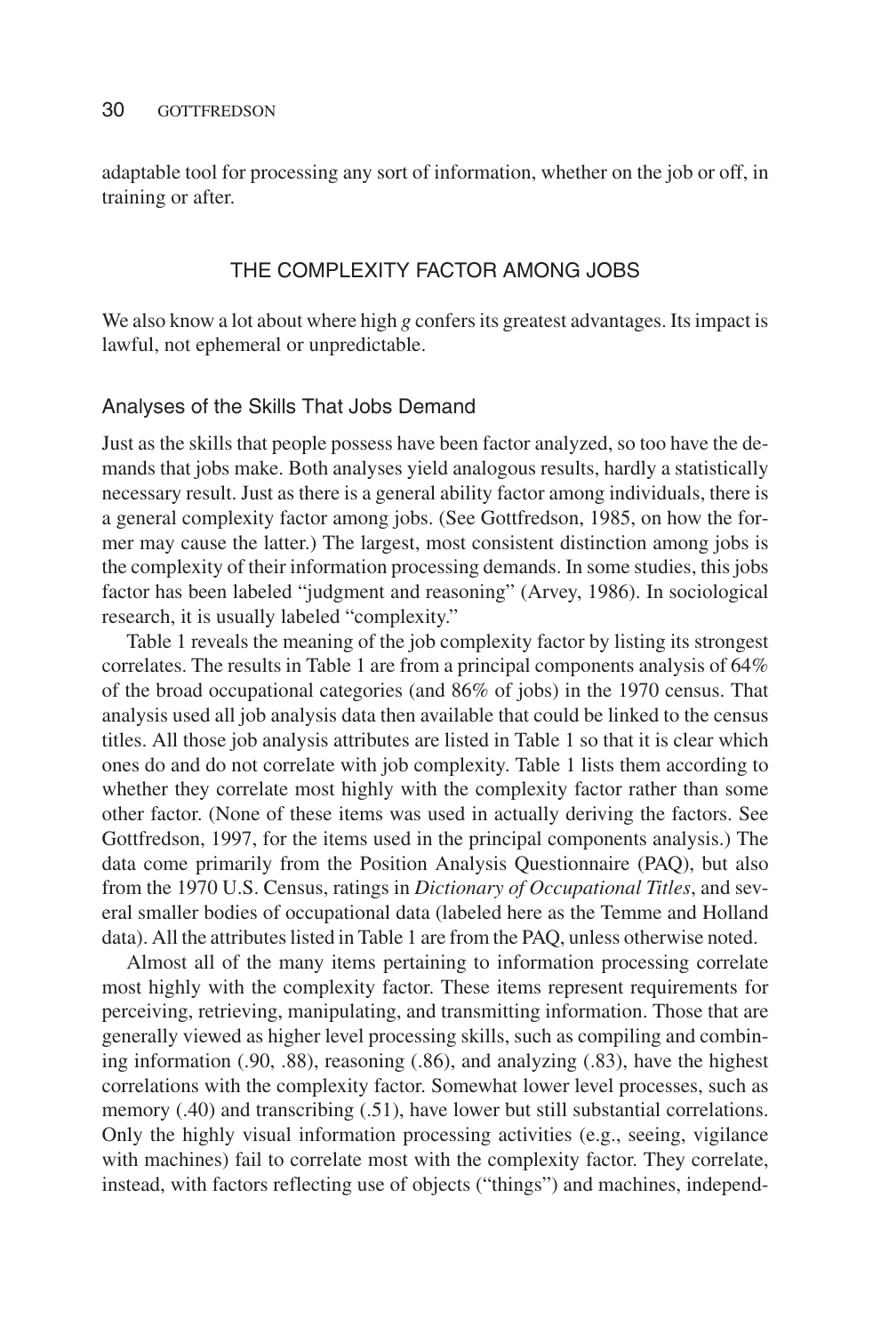adaptable tool for processing any sort of information, whether on the job or off, in training or after.

## THE COMPLEXITY FACTOR AMONG JOBS

We also know a lot about where high *g* confers its greatest advantages. Its impact is lawful, not ephemeral or unpredictable.

### Analyses of the Skills That Jobs Demand

Just as the skills that people possess have been factor analyzed, so too have the demands that jobs make. Both analyses yield analogous results, hardly a statistically necessary result. Just as there is a general ability factor among individuals, there is a general complexity factor among jobs. (See Gottfredson, 1985, on how the former may cause the latter.) The largest, most consistent distinction among jobs is the complexity of their information processing demands. In some studies, this jobs factor has been labeled "judgment and reasoning" (Arvey, 1986). In sociological research, it is usually labeled "complexity."

Table 1 reveals the meaning of the job complexity factor by listing its strongest correlates. The results in Table 1 are from a principal components analysis of 64% of the broad occupational categories (and 86% of jobs) in the 1970 census. That analysis used all job analysis data then available that could be linked to the census titles. All those job analysis attributes are listed in Table 1 so that it is clear which ones do and do not correlate with job complexity. Table 1 lists them according to whether they correlate most highly with the complexity factor rather than some other factor. (None of these items was used in actually deriving the factors. See Gottfredson, 1997, for the items used in the principal components analysis.) The data come primarily from the Position Analysis Questionnaire (PAQ), but also from the 1970 U.S. Census, ratings in *Dictionary of Occupational Titles*, and several smaller bodies of occupational data (labeled here as the Temme and Holland data). All the attributes listed in Table 1 are from the PAQ, unless otherwise noted.

Almost all of the many items pertaining to information processing correlate most highly with the complexity factor. These items represent requirements for perceiving, retrieving, manipulating, and transmitting information. Those that are generally viewed as higher level processing skills, such as compiling and combining information (.90, .88), reasoning (.86), and analyzing (.83), have the highest correlations with the complexity factor. Somewhat lower level processes, such as memory (.40) and transcribing (.51), have lower but still substantial correlations. Only the highly visual information processing activities (e.g., seeing, vigilance with machines) fail to correlate most with the complexity factor. They correlate, instead, with factors reflecting use of objects ("things") and machines, independ-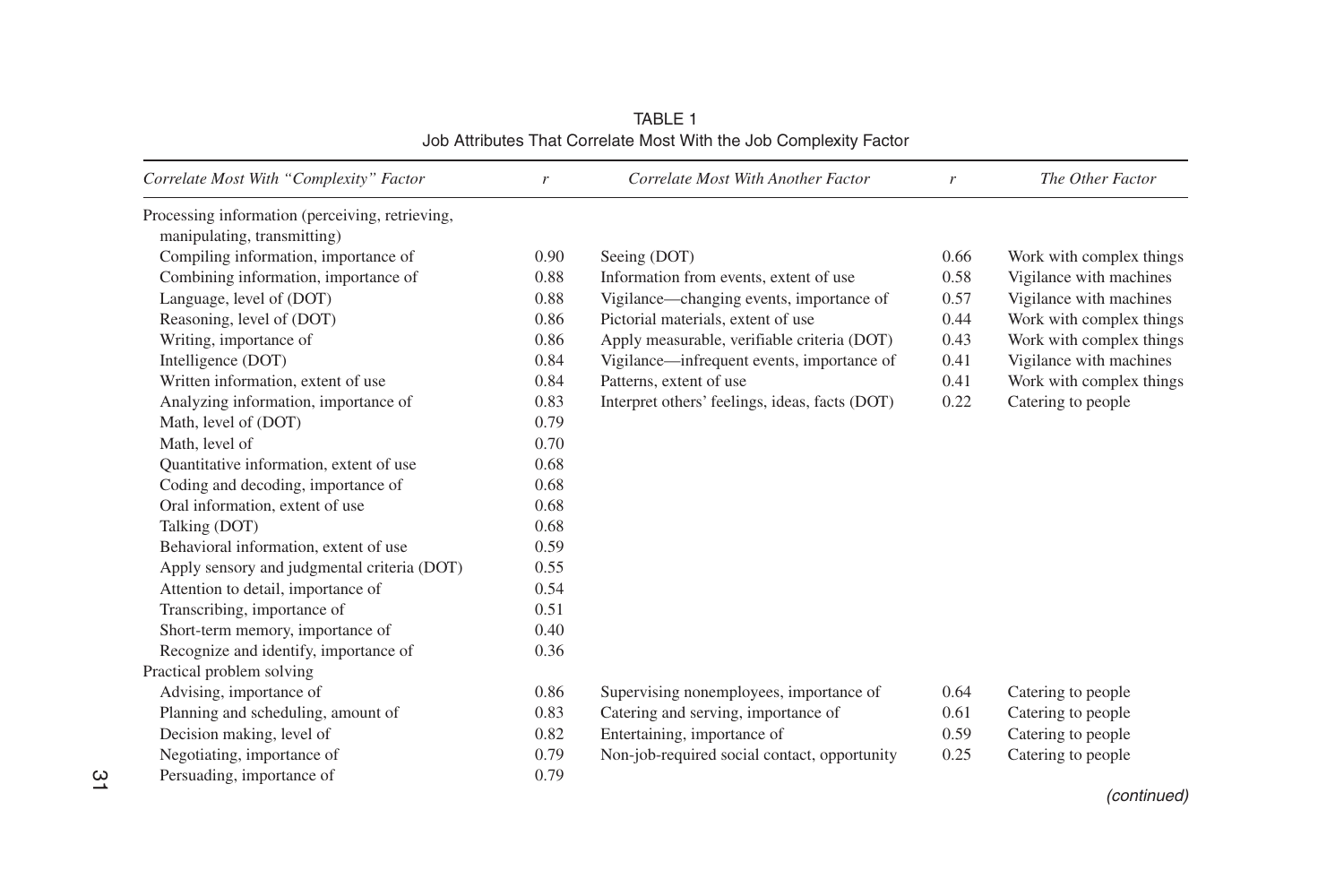TABLE 1
Job Attributes That Correlate Most With the Job Complexity Factor

| *Correlate Most With "Complexity" Factor* | *r* | *Correlate Most With Another Factor* | *r* | *The Other Factor* |
|---|---|---|---|---|
| Processing information (perceiving, retrieving, manipulating, transmitting) | | | | |
| Compiling information, importance of | 0.90 | Seeing (DOT) | 0.66 | Work with complex things |
| Combining information, importance of | 0.88 | Information from events, extent of use | 0.58 | Vigilance with machines |
| Language, level of (DOT) | 0.88 | Vigilance—changing events, importance of | 0.57 | Vigilance with machines |
| Reasoning, level of (DOT) | 0.86 | Pictorial materials, extent of use | 0.44 | Work with complex things |
| Writing, importance of | 0.86 | Apply measurable, verifiable criteria (DOT) | 0.43 | Work with complex things |
| Intelligence (DOT) | 0.84 | Vigilance—infrequent events, importance of | 0.41 | Vigilance with machines |
| Written information, extent of use | 0.84 | Patterns, extent of use | 0.41 | Work with complex things |
| Analyzing information, importance of | 0.83 | Interpret others' feelings, ideas, facts (DOT) | 0.22 | Catering to people |
| Math, level of (DOT) | 0.79 | | | |
| Math, level of | 0.70 | | | |
| Quantitative information, extent of use | 0.68 | | | |
| Coding and decoding, importance of | 0.68 | | | |
| Oral information, extent of use | 0.68 | | | |
| Talking (DOT) | 0.68 | | | |
| Behavioral information, extent of use | 0.59 | | | |
| Apply sensory and judgmental criteria (DOT) | 0.55 | | | |
| Attention to detail, importance of | 0.54 | | | |
| Transcribing, importance of | 0.51 | | | |
| Short-term memory, importance of | 0.40 | | | |
| Recognize and identify, importance of | 0.36 | | | |
| Practical problem solving | | | | |
| Advising, importance of | 0.86 | Supervising nonemployees, importance of | 0.64 | Catering to people |
| Planning and scheduling, amount of | 0.83 | Catering and serving, importance of | 0.61 | Catering to people |
| Decision making, level of | 0.82 | Entertaining, importance of | 0.59 | Catering to people |
| Negotiating, importance of | 0.79 | Non-job-required social contact, opportunity | 0.25 | Catering to people |
| Persuading, importance of | 0.79 | | | |

*(continued)*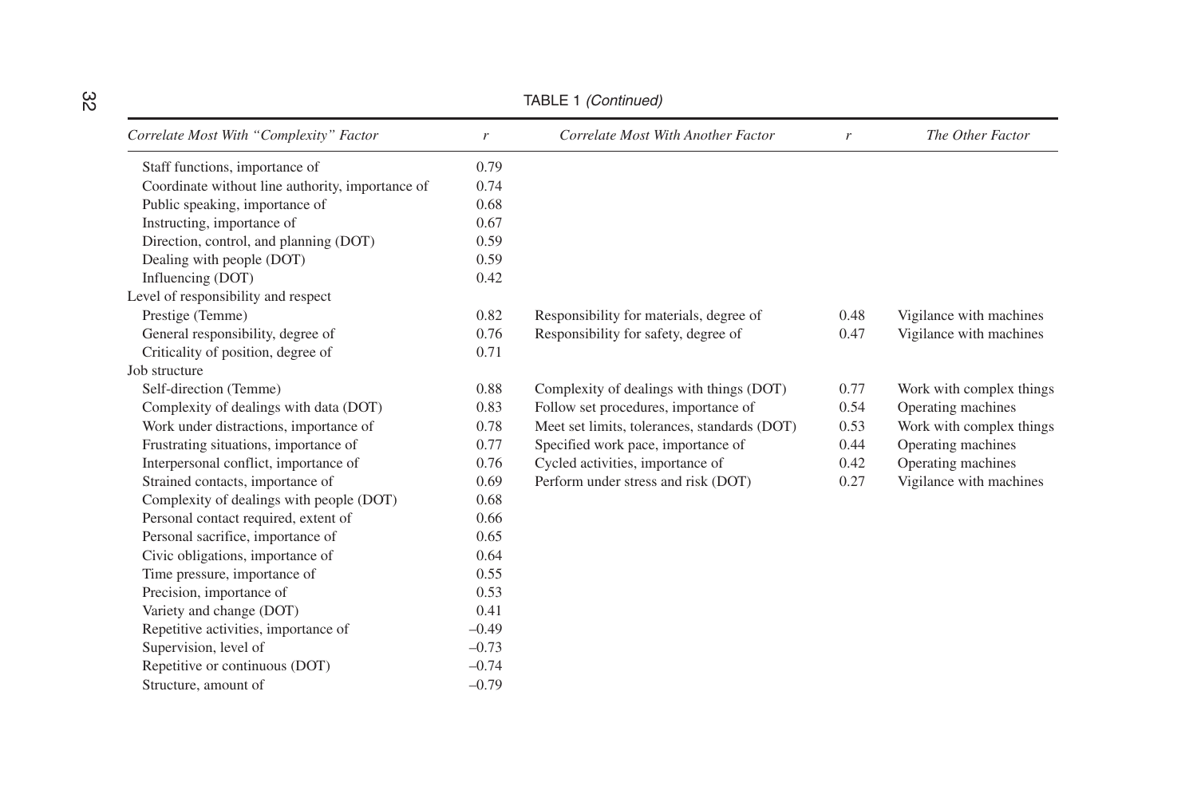TABLE 1 *(Continued)*

| *Correlate Most With "Complexity" Factor* | *r* | *Correlate Most With Another Factor* | *r* | *The Other Factor* |
|---|---|---|---|---|
| Staff functions, importance of | 0.79 | | | |
| Coordinate without line authority, importance of | 0.74 | | | |
| Public speaking, importance of | 0.68 | | | |
| Instructing, importance of | 0.67 | | | |
| Direction, control, and planning (DOT) | 0.59 | | | |
| Dealing with people (DOT) | 0.59 | | | |
| Influencing (DOT) | 0.42 | | | |
| Level of responsibility and respect | | | | |
| Prestige (Temme) | 0.82 | Responsibility for materials, degree of | 0.48 | Vigilance with machines |
| General responsibility, degree of | 0.76 | Responsibility for safety, degree of | 0.47 | Vigilance with machines |
| Criticality of position, degree of | 0.71 | | | |
| Job structure | | | | |
| Self-direction (Temme) | 0.88 | Complexity of dealings with things (DOT) | 0.77 | Work with complex things |
| Complexity of dealings with data (DOT) | 0.83 | Follow set procedures, importance of | 0.54 | Operating machines |
| Work under distractions, importance of | 0.78 | Meet set limits, tolerances, standards (DOT) | 0.53 | Work with complex things |
| Frustrating situations, importance of | 0.77 | Specified work pace, importance of | 0.44 | Operating machines |
| Interpersonal conflict, importance of | 0.76 | Cycled activities, importance of | 0.42 | Operating machines |
| Strained contacts, importance of | 0.69 | Perform under stress and risk (DOT) | 0.27 | Vigilance with machines |
| Complexity of dealings with people (DOT) | 0.68 | | | |
| Personal contact required, extent of | 0.66 | | | |
| Personal sacrifice, importance of | 0.65 | | | |
| Civic obligations, importance of | 0.64 | | | |
| Time pressure, importance of | 0.55 | | | |
| Precision, importance of | 0.53 | | | |
| Variety and change (DOT) | 0.41 | | | |
| Repetitive activities, importance of | –0.49 | | | |
| Supervision, level of | –0.73 | | | |
| Repetitive or continuous (DOT) | –0.74 | | | |
| Structure, amount of | –0.79 | | | |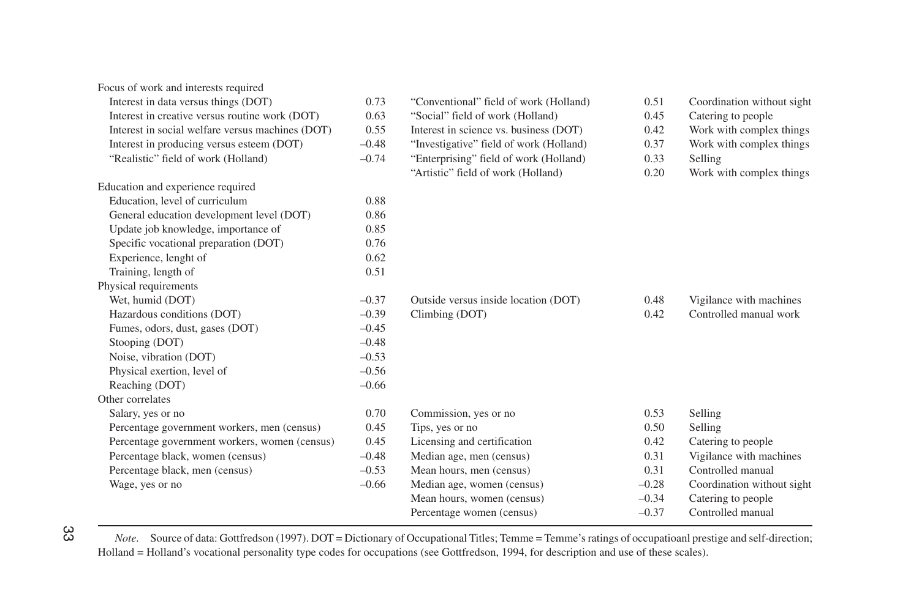| | | | | |
|---|---|---|---|---|
| Focus of work and interests required | | | | |
| Interest in data versus things (DOT) | 0.73 | "Conventional" field of work (Holland) | 0.51 | Coordination without sight |
| Interest in creative versus routine work (DOT) | 0.63 | "Social" field of work (Holland) | 0.45 | Catering to people |
| Interest in social welfare versus machines (DOT) | 0.55 | Interest in science vs. business (DOT) | 0.42 | Work with complex things |
| Interest in producing versus esteem (DOT) | –0.48 | "Investigative" field of work (Holland) | 0.37 | Work with complex things |
| "Realistic" field of work (Holland) | –0.74 | "Enterprising" field of work (Holland) | 0.33 | Selling |
| | | "Artistic" field of work (Holland) | 0.20 | Work with complex things |
| Education and experience required | | | | |
| Education, level of curriculum | 0.88 | | | |
| General education development level (DOT) | 0.86 | | | |
| Update job knowledge, importance of | 0.85 | | | |
| Specific vocational preparation (DOT) | 0.76 | | | |
| Experience, lenght of | 0.62 | | | |
| Training, length of | 0.51 | | | |
| Physical requirements | | | | |
| Wet, humid (DOT) | –0.37 | Outside versus inside location (DOT) | 0.48 | Vigilance with machines |
| Hazardous conditions (DOT) | –0.39 | Climbing (DOT) | 0.42 | Controlled manual work |
| Fumes, odors, dust, gases (DOT) | –0.45 | | | |
| Stooping (DOT) | –0.48 | | | |
| Noise, vibration (DOT) | –0.53 | | | |
| Physical exertion, level of | –0.56 | | | |
| Reaching (DOT) | –0.66 | | | |
| Other correlates | | | | |
| Salary, yes or no | 0.70 | Commission, yes or no | 0.53 | Selling |
| Percentage government workers, men (census) | 0.45 | Tips, yes or no | 0.50 | Selling |
| Percentage government workers, women (census) | 0.45 | Licensing and certification | 0.42 | Catering to people |
| Percentage black, women (census) | –0.48 | Median age, men (census) | 0.31 | Vigilance with machines |
| Percentage black, men (census) | –0.53 | Mean hours, men (census) | 0.31 | Controlled manual |
| Wage, yes or no | –0.66 | Median age, women (census) | –0.28 | Coordination without sight |
| | | Mean hours, women (census) | –0.34 | Catering to people |
| | | Percentage women (census) | –0.37 | Controlled manual |

*Note*. Source of data: Gottfredson (1997). DOT = Dictionary of Occupational Titles; Temme = Temme's ratings of occupatioanl prestige and self-direction; Holland = Holland's vocational personality type codes for occupations (see Gottfredson, 1994, for description and use of these scales).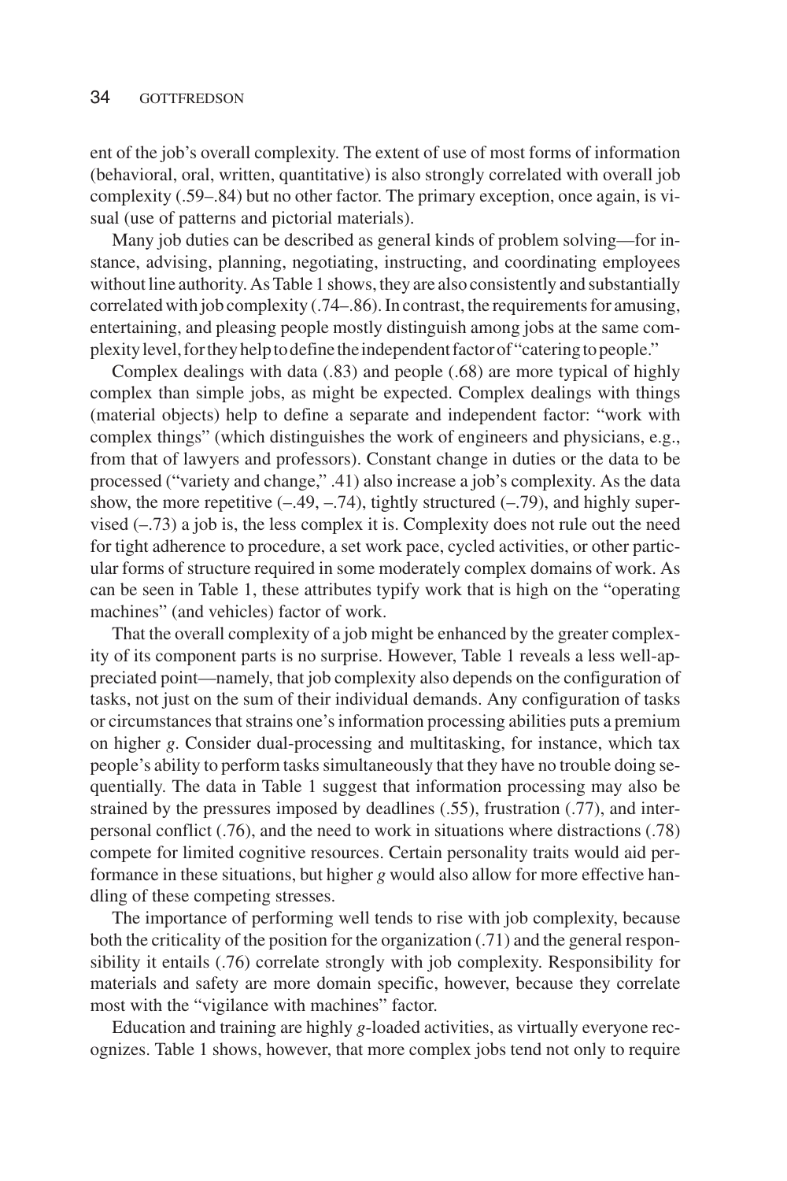ent of the job's overall complexity. The extent of use of most forms of information (behavioral, oral, written, quantitative) is also strongly correlated with overall job complexity (.59–.84) but no other factor. The primary exception, once again, is visual (use of patterns and pictorial materials).

Many job duties can be described as general kinds of problem solving—for instance, advising, planning, negotiating, instructing, and coordinating employees without line authority. As Table 1 shows, they are also consistently and substantially correlated with job complexity (.74–.86). In contrast, the requirements for amusing, entertaining, and pleasing people mostly distinguish among jobs at the same complexity level, for they help to define the independent factor of "catering to people."

Complex dealings with data (.83) and people (.68) are more typical of highly complex than simple jobs, as might be expected. Complex dealings with things (material objects) help to define a separate and independent factor: "work with complex things" (which distinguishes the work of engineers and physicians, e.g., from that of lawyers and professors). Constant change in duties or the data to be processed ("variety and change," .41) also increase a job's complexity. As the data show, the more repetitive (–.49, –.74), tightly structured (–.79), and highly supervised (–.73) a job is, the less complex it is. Complexity does not rule out the need for tight adherence to procedure, a set work pace, cycled activities, or other particular forms of structure required in some moderately complex domains of work. As can be seen in Table 1, these attributes typify work that is high on the "operating machines" (and vehicles) factor of work.

That the overall complexity of a job might be enhanced by the greater complexity of its component parts is no surprise. However, Table 1 reveals a less well-appreciated point—namely, that job complexity also depends on the configuration of tasks, not just on the sum of their individual demands. Any configuration of tasks or circumstances that strains one's information processing abilities puts a premium on higher *g*. Consider dual-processing and multitasking, for instance, which tax people's ability to perform tasks simultaneously that they have no trouble doing sequentially. The data in Table 1 suggest that information processing may also be strained by the pressures imposed by deadlines (.55), frustration (.77), and interpersonal conflict (.76), and the need to work in situations where distractions (.78) compete for limited cognitive resources. Certain personality traits would aid performance in these situations, but higher *g* would also allow for more effective handling of these competing stresses.

The importance of performing well tends to rise with job complexity, because both the criticality of the position for the organization (.71) and the general responsibility it entails (.76) correlate strongly with job complexity. Responsibility for materials and safety are more domain specific, however, because they correlate most with the "vigilance with machines" factor.

Education and training are highly *g*-loaded activities, as virtually everyone recognizes. Table 1 shows, however, that more complex jobs tend not only to require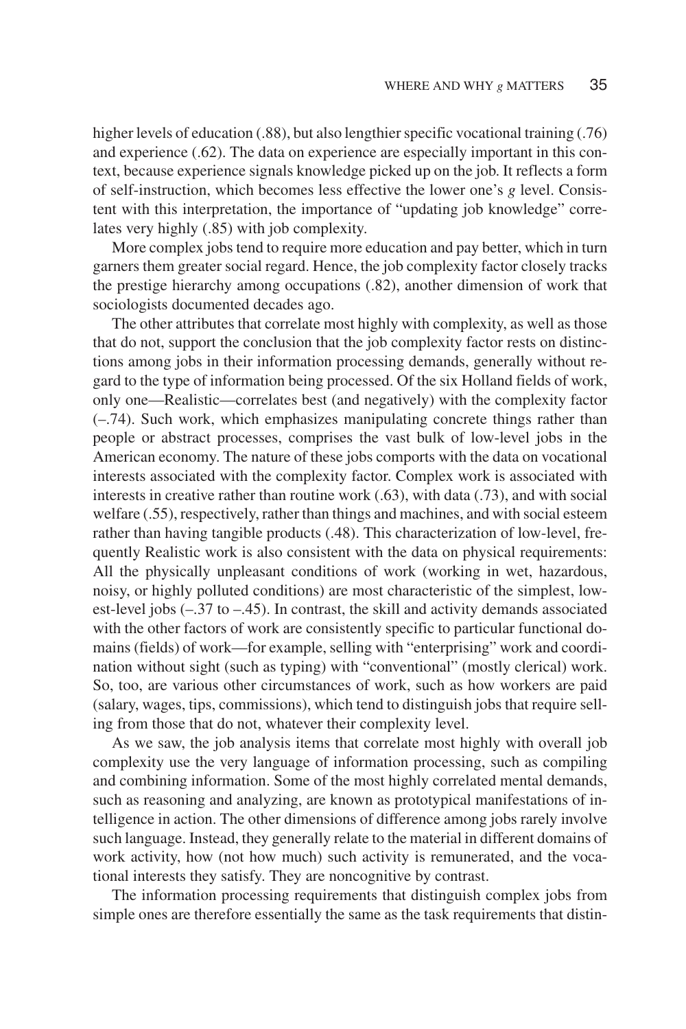higher levels of education (.88), but also lengthier specific vocational training (.76) and experience (.62). The data on experience are especially important in this context, because experience signals knowledge picked up on the job. It reflects a form of self-instruction, which becomes less effective the lower one's *g* level. Consistent with this interpretation, the importance of "updating job knowledge" correlates very highly (.85) with job complexity.

More complex jobs tend to require more education and pay better, which in turn garners them greater social regard. Hence, the job complexity factor closely tracks the prestige hierarchy among occupations (.82), another dimension of work that sociologists documented decades ago.

The other attributes that correlate most highly with complexity, as well as those that do not, support the conclusion that the job complexity factor rests on distinctions among jobs in their information processing demands, generally without regard to the type of information being processed. Of the six Holland fields of work, only one—Realistic—correlates best (and negatively) with the complexity factor (–.74). Such work, which emphasizes manipulating concrete things rather than people or abstract processes, comprises the vast bulk of low-level jobs in the American economy. The nature of these jobs comports with the data on vocational interests associated with the complexity factor. Complex work is associated with interests in creative rather than routine work (.63), with data (.73), and with social welfare (.55), respectively, rather than things and machines, and with social esteem rather than having tangible products (.48). This characterization of low-level, frequently Realistic work is also consistent with the data on physical requirements: All the physically unpleasant conditions of work (working in wet, hazardous, noisy, or highly polluted conditions) are most characteristic of the simplest, lowest-level jobs (–.37 to –.45). In contrast, the skill and activity demands associated with the other factors of work are consistently specific to particular functional domains (fields) of work—for example, selling with "enterprising" work and coordination without sight (such as typing) with "conventional" (mostly clerical) work. So, too, are various other circumstances of work, such as how workers are paid (salary, wages, tips, commissions), which tend to distinguish jobs that require selling from those that do not, whatever their complexity level.

As we saw, the job analysis items that correlate most highly with overall job complexity use the very language of information processing, such as compiling and combining information. Some of the most highly correlated mental demands, such as reasoning and analyzing, are known as prototypical manifestations of intelligence in action. The other dimensions of difference among jobs rarely involve such language. Instead, they generally relate to the material in different domains of work activity, how (not how much) such activity is remunerated, and the vocational interests they satisfy. They are noncognitive by contrast.

The information processing requirements that distinguish complex jobs from simple ones are therefore essentially the same as the task requirements that distin-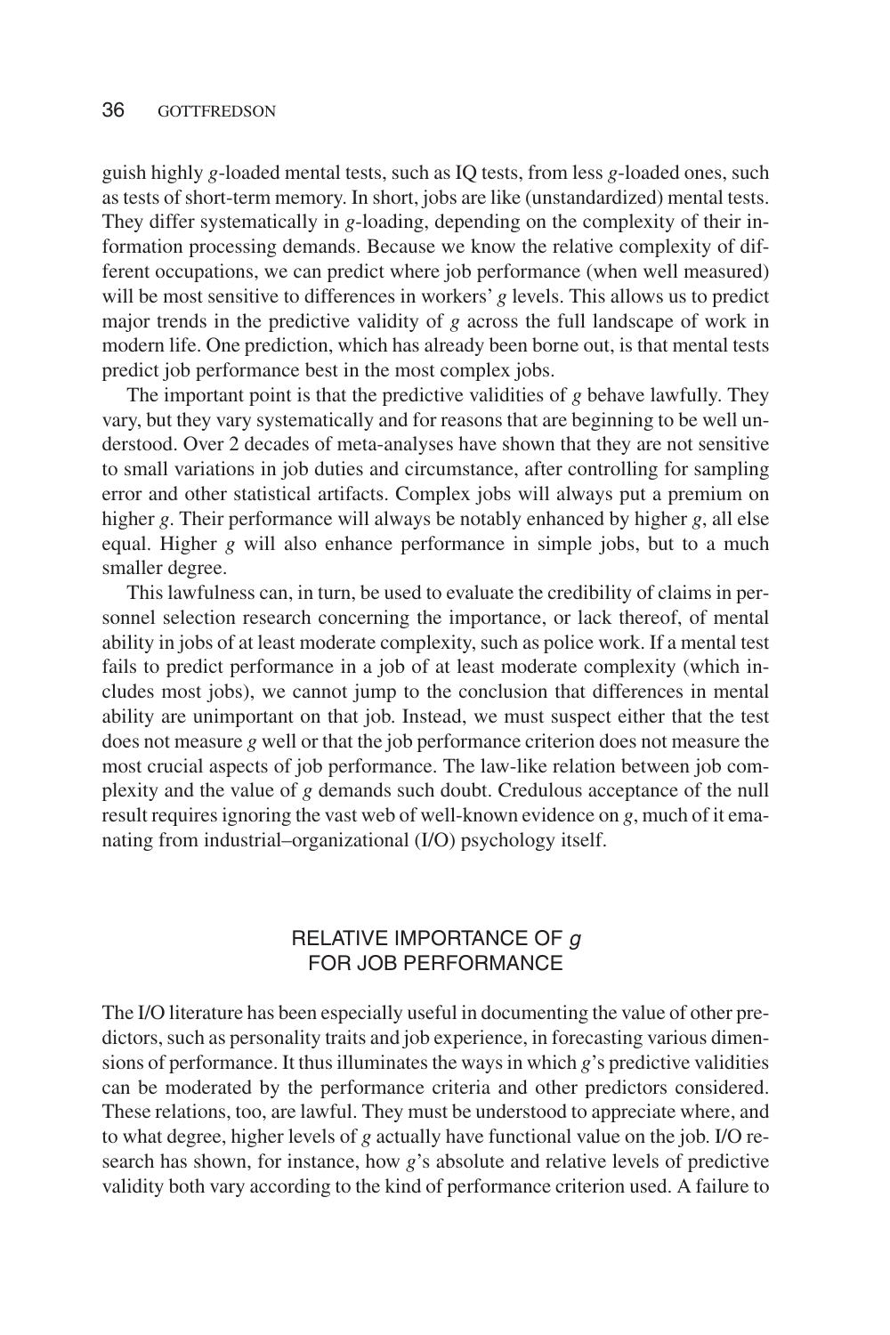guish highly *g*-loaded mental tests, such as IQ tests, from less *g*-loaded ones, such as tests of short-term memory. In short, jobs are like (unstandardized) mental tests. They differ systematically in *g*-loading, depending on the complexity of their information processing demands. Because we know the relative complexity of different occupations, we can predict where job performance (when well measured) will be most sensitive to differences in workers' *g* levels. This allows us to predict major trends in the predictive validity of *g* across the full landscape of work in modern life. One prediction, which has already been borne out, is that mental tests predict job performance best in the most complex jobs.

The important point is that the predictive validities of *g* behave lawfully. They vary, but they vary systematically and for reasons that are beginning to be well understood. Over 2 decades of meta-analyses have shown that they are not sensitive to small variations in job duties and circumstance, after controlling for sampling error and other statistical artifacts. Complex jobs will always put a premium on higher *g*. Their performance will always be notably enhanced by higher *g*, all else equal. Higher *g* will also enhance performance in simple jobs, but to a much smaller degree.

This lawfulness can, in turn, be used to evaluate the credibility of claims in personnel selection research concerning the importance, or lack thereof, of mental ability in jobs of at least moderate complexity, such as police work. If a mental test fails to predict performance in a job of at least moderate complexity (which includes most jobs), we cannot jump to the conclusion that differences in mental ability are unimportant on that job. Instead, we must suspect either that the test does not measure *g* well or that the job performance criterion does not measure the most crucial aspects of job performance. The law-like relation between job complexity and the value of *g* demands such doubt. Credulous acceptance of the null result requires ignoring the vast web of well-known evidence on *g*, much of it emanating from industrial–organizational (I/O) psychology itself.

## RELATIVE IMPORTANCE OF *g* FOR JOB PERFORMANCE

The I/O literature has been especially useful in documenting the value of other predictors, such as personality traits and job experience, in forecasting various dimensions of performance. It thus illuminates the ways in which *g*'s predictive validities can be moderated by the performance criteria and other predictors considered. These relations, too, are lawful. They must be understood to appreciate where, and to what degree, higher levels of *g* actually have functional value on the job. I/O research has shown, for instance, how *g*'s absolute and relative levels of predictive validity both vary according to the kind of performance criterion used. A failure to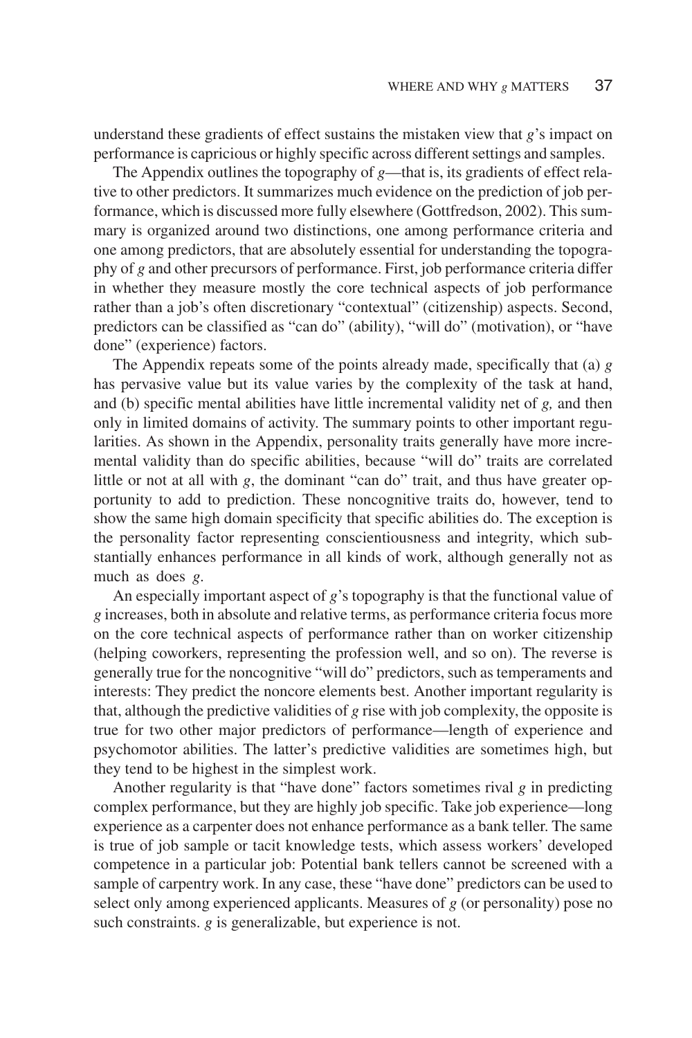understand these gradients of effect sustains the mistaken view that *g*'s impact on performance is capricious or highly specific across different settings and samples.

The Appendix outlines the topography of *g*—that is, its gradients of effect relative to other predictors. It summarizes much evidence on the prediction of job performance, which is discussed more fully elsewhere (Gottfredson, 2002). This summary is organized around two distinctions, one among performance criteria and one among predictors, that are absolutely essential for understanding the topography of *g* and other precursors of performance. First, job performance criteria differ in whether they measure mostly the core technical aspects of job performance rather than a job's often discretionary "contextual" (citizenship) aspects. Second, predictors can be classified as "can do" (ability), "will do" (motivation), or "have done" (experience) factors.

The Appendix repeats some of the points already made, specifically that (a) *g* has pervasive value but its value varies by the complexity of the task at hand, and (b) specific mental abilities have little incremental validity net of *g,* and then only in limited domains of activity. The summary points to other important regularities. As shown in the Appendix, personality traits generally have more incremental validity than do specific abilities, because "will do" traits are correlated little or not at all with *g*, the dominant "can do" trait, and thus have greater opportunity to add to prediction. These noncognitive traits do, however, tend to show the same high domain specificity that specific abilities do. The exception is the personality factor representing conscientiousness and integrity, which substantially enhances performance in all kinds of work, although generally not as much as does *g*.

An especially important aspect of *g*'s topography is that the functional value of *g* increases, both in absolute and relative terms, as performance criteria focus more on the core technical aspects of performance rather than on worker citizenship (helping coworkers, representing the profession well, and so on). The reverse is generally true for the noncognitive "will do" predictors, such as temperaments and interests: They predict the noncore elements best. Another important regularity is that, although the predictive validities of *g* rise with job complexity, the opposite is true for two other major predictors of performance—length of experience and psychomotor abilities. The latter's predictive validities are sometimes high, but they tend to be highest in the simplest work.

Another regularity is that "have done" factors sometimes rival *g* in predicting complex performance, but they are highly job specific. Take job experience—long experience as a carpenter does not enhance performance as a bank teller. The same is true of job sample or tacit knowledge tests, which assess workers' developed competence in a particular job: Potential bank tellers cannot be screened with a sample of carpentry work. In any case, these "have done" predictors can be used to select only among experienced applicants. Measures of *g* (or personality) pose no such constraints. *g* is generalizable, but experience is not.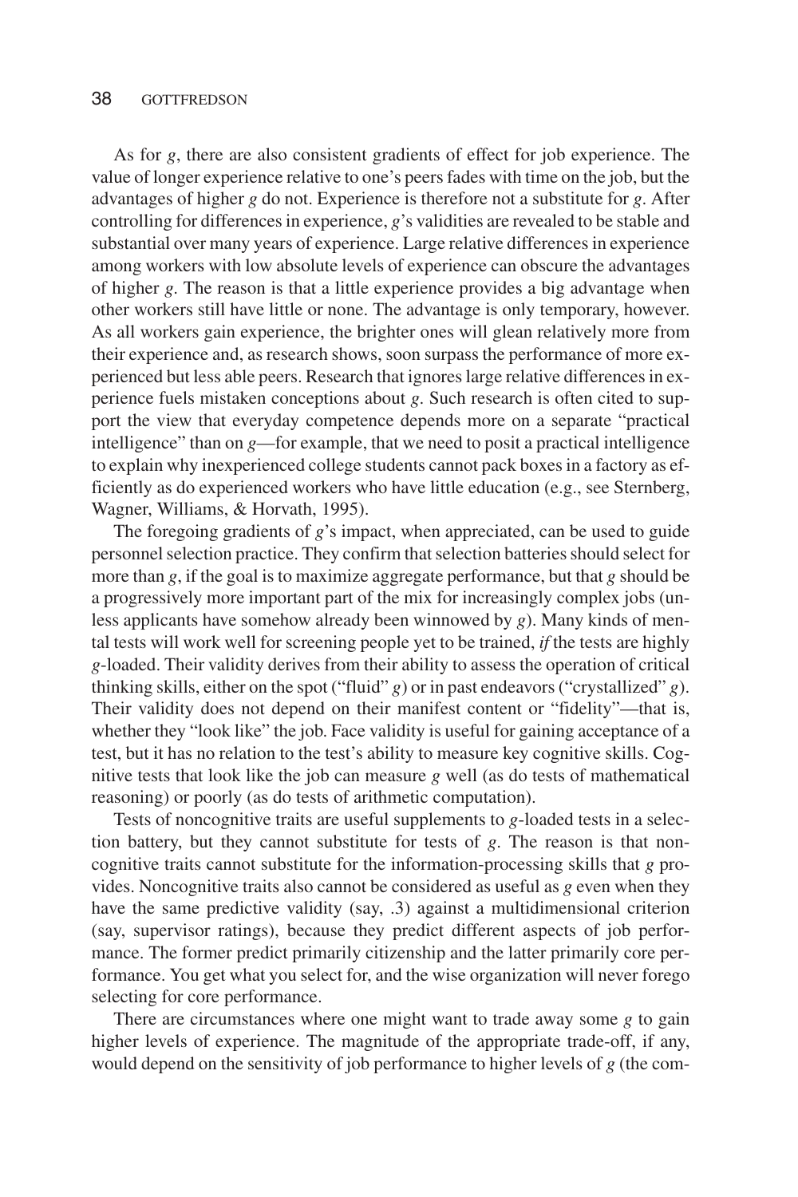As for *g*, there are also consistent gradients of effect for job experience. The value of longer experience relative to one's peers fades with time on the job, but the advantages of higher *g* do not. Experience is therefore not a substitute for *g*. After controlling for differences in experience, *g*'s validities are revealed to be stable and substantial over many years of experience. Large relative differences in experience among workers with low absolute levels of experience can obscure the advantages of higher *g*. The reason is that a little experience provides a big advantage when other workers still have little or none. The advantage is only temporary, however. As all workers gain experience, the brighter ones will glean relatively more from their experience and, as research shows, soon surpass the performance of more experienced but less able peers. Research that ignores large relative differences in experience fuels mistaken conceptions about *g*. Such research is often cited to support the view that everyday competence depends more on a separate "practical intelligence" than on *g*—for example, that we need to posit a practical intelligence to explain why inexperienced college students cannot pack boxes in a factory as efficiently as do experienced workers who have little education (e.g., see Sternberg, Wagner, Williams, & Horvath, 1995).

The foregoing gradients of *g*'s impact, when appreciated, can be used to guide personnel selection practice. They confirm that selection batteries should select for more than *g*, if the goal is to maximize aggregate performance, but that *g* should be a progressively more important part of the mix for increasingly complex jobs (unless applicants have somehow already been winnowed by *g*). Many kinds of mental tests will work well for screening people yet to be trained, *if* the tests are highly *g*-loaded. Their validity derives from their ability to assess the operation of critical thinking skills, either on the spot ("fluid" *g*) or in past endeavors ("crystallized" *g*). Their validity does not depend on their manifest content or "fidelity"—that is, whether they "look like" the job. Face validity is useful for gaining acceptance of a test, but it has no relation to the test's ability to measure key cognitive skills. Cognitive tests that look like the job can measure *g* well (as do tests of mathematical reasoning) or poorly (as do tests of arithmetic computation).

Tests of noncognitive traits are useful supplements to *g*-loaded tests in a selection battery, but they cannot substitute for tests of *g*. The reason is that noncognitive traits cannot substitute for the information-processing skills that *g* provides. Noncognitive traits also cannot be considered as useful as *g* even when they have the same predictive validity (say, .3) against a multidimensional criterion (say, supervisor ratings), because they predict different aspects of job performance. The former predict primarily citizenship and the latter primarily core performance. You get what you select for, and the wise organization will never forego selecting for core performance.

There are circumstances where one might want to trade away some *g* to gain higher levels of experience. The magnitude of the appropriate trade-off, if any, would depend on the sensitivity of job performance to higher levels of *g* (the com-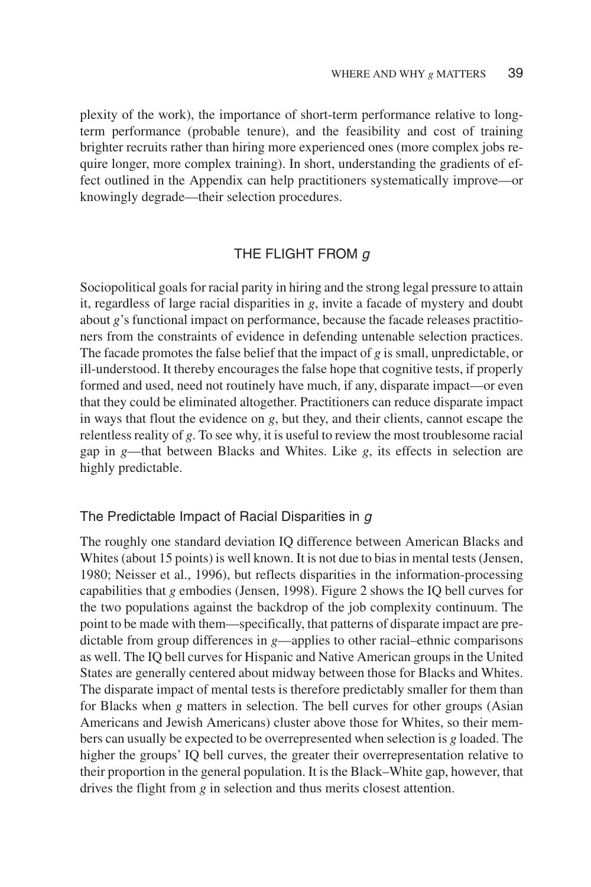plexity of the work), the importance of short-term performance relative to long-term performance (probable tenure), and the feasibility and cost of training brighter recruits rather than hiring more experienced ones (more complex jobs require longer, more complex training). In short, understanding the gradients of effect outlined in the Appendix can help practitioners systematically improve—or knowingly degrade—their selection procedures.

## THE FLIGHT FROM *g*

Sociopolitical goals for racial parity in hiring and the strong legal pressure to attain it, regardless of large racial disparities in *g*, invite a facade of mystery and doubt about *g*'s functional impact on performance, because the facade releases practitioners from the constraints of evidence in defending untenable selection practices. The facade promotes the false belief that the impact of *g* is small, unpredictable, or ill-understood. It thereby encourages the false hope that cognitive tests, if properly formed and used, need not routinely have much, if any, disparate impact—or even that they could be eliminated altogether. Practitioners can reduce disparate impact in ways that flout the evidence on *g*, but they, and their clients, cannot escape the relentless reality of *g*. To see why, it is useful to review the most troublesome racial gap in *g*—that between Blacks and Whites. Like *g*, its effects in selection are highly predictable.

### The Predictable Impact of Racial Disparities in *g*

The roughly one standard deviation IQ difference between American Blacks and Whites (about 15 points) is well known. It is not due to bias in mental tests (Jensen, 1980; Neisser et al., 1996), but reflects disparities in the information-processing capabilities that *g* embodies (Jensen, 1998). Figure 2 shows the IQ bell curves for the two populations against the backdrop of the job complexity continuum. The point to be made with them—specifically, that patterns of disparate impact are predictable from group differences in *g*—applies to other racial–ethnic comparisons as well. The IQ bell curves for Hispanic and Native American groups in the United States are generally centered about midway between those for Blacks and Whites. The disparate impact of mental tests is therefore predictably smaller for them than for Blacks when *g* matters in selection. The bell curves for other groups (Asian Americans and Jewish Americans) cluster above those for Whites, so their members can usually be expected to be overrepresented when selection is *g* loaded. The higher the groups' IQ bell curves, the greater their overrepresentation relative to their proportion in the general population. It is the Black–White gap, however, that drives the flight from *g* in selection and thus merits closest attention.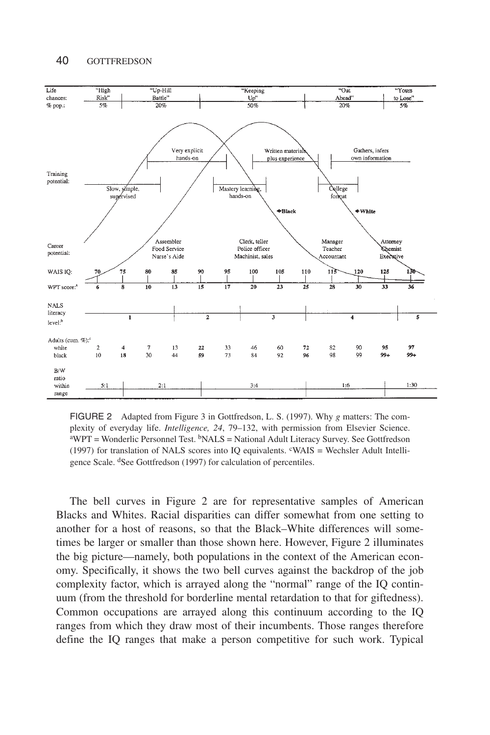| Life chances: | "High Risk" | "Up-Hill Battle" | "Keeping Up" | "Out Ahead" | "Yours to Lose" |
|---|---|---|---|---|---|
| % pop.: | 5% | 20% | 50% | 20% | 5% |

Training potential: Slow, simple, supervised; Very explicit hands-on; Mastery learning, hands-on; Written materials plus experience; College format; Gathers, infers own information

Career potential: Assembler, Food Service, Nurse's Aide; Clerk, teller, Police officer, Machinist, sales; Manager, Teacher, Accountant; Attorney, Chemist, Executive

Black; White

| WAIS IQ: | 70 | 75 | 80 | 85 | 90 | 95 | 100 | 105 | 110 | 115 | 120 | 125 | 130 |
|---|---|---|---|---|---|---|---|---|---|---|---|---|---|
| WPT score:[a] | 6 | 8 | 10 | 13 | 15 | 17 | 20 | 23 | 25 | 28 | 30 | 33 | 36 |
| Adults (cum. %):[c] white | 2 | 4 | 7 | 13 | 22 | 33 | 46 | 60 | 72 | 82 | 90 | 95 | 97 |
| black | 10 | 18 | 30 | 44 | 59 | 73 | 84 | 92 | 96 | 98 | 99 | 99+ | 99+ |

NALS literacy level:[b] 1, 2, 3, 4, 5

B/W ratio within range: 5:1, 2:1, 3:4, 1:6, 1:30

FIGURE 2 Adapted from Figure 3 in Gottfredson, L. S. (1997). Why *g* matters: The complexity of everyday life. *Intelligence, 24*, 79–132, with permission from Elsevier Science. [a]WPT = Wonderlic Personnel Test. [b]NALS = National Adult Literacy Survey. See Gottfredson (1997) for translation of NALS scores into IQ equivalents. [c]WAIS = Wechsler Adult Intelligence Scale. [d]See Gottfredson (1997) for calculation of percentiles.

The bell curves in Figure 2 are for representative samples of American Blacks and Whites. Racial disparities can differ somewhat from one setting to another for a host of reasons, so that the Black–White differences will sometimes be larger or smaller than those shown here. However, Figure 2 illuminates the big picture—namely, both populations in the context of the American economy. Specifically, it shows the two bell curves against the backdrop of the job complexity factor, which is arrayed along the "normal" range of the IQ continuum (from the threshold for borderline mental retardation to that for giftedness). Common occupations are arrayed along this continuum according to the IQ ranges from which they draw most of their incumbents. Those ranges therefore define the IQ ranges that make a person competitive for such work. Typical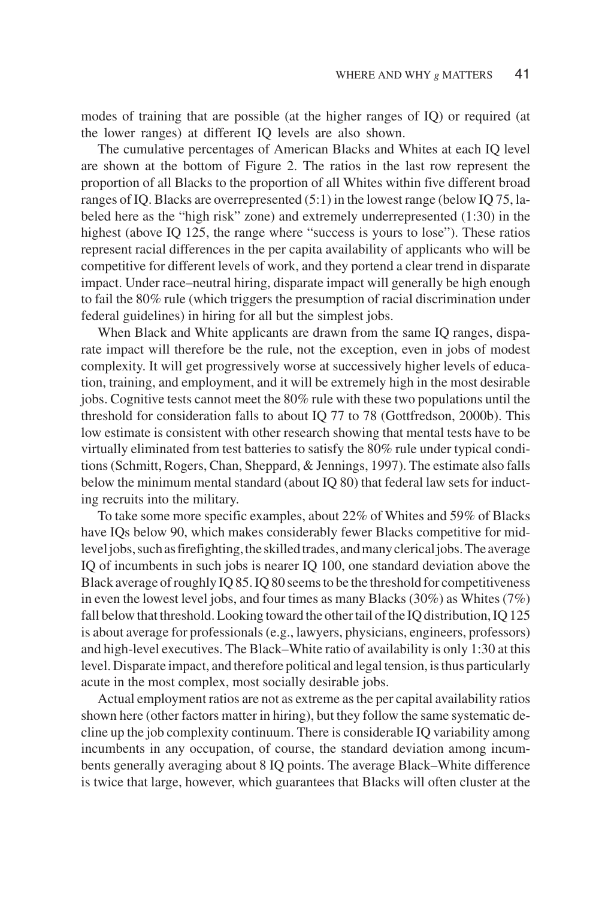modes of training that are possible (at the higher ranges of IQ) or required (at the lower ranges) at different IQ levels are also shown.

The cumulative percentages of American Blacks and Whites at each IQ level are shown at the bottom of Figure 2. The ratios in the last row represent the proportion of all Blacks to the proportion of all Whites within five different broad ranges of IQ. Blacks are overrepresented (5:1) in the lowest range (below IQ 75, labeled here as the "high risk" zone) and extremely underrepresented (1:30) in the highest (above IQ 125, the range where "success is yours to lose"). These ratios represent racial differences in the per capita availability of applicants who will be competitive for different levels of work, and they portend a clear trend in disparate impact. Under race–neutral hiring, disparate impact will generally be high enough to fail the 80% rule (which triggers the presumption of racial discrimination under federal guidelines) in hiring for all but the simplest jobs.

When Black and White applicants are drawn from the same IQ ranges, disparate impact will therefore be the rule, not the exception, even in jobs of modest complexity. It will get progressively worse at successively higher levels of education, training, and employment, and it will be extremely high in the most desirable jobs. Cognitive tests cannot meet the 80% rule with these two populations until the threshold for consideration falls to about IQ 77 to 78 (Gottfredson, 2000b). This low estimate is consistent with other research showing that mental tests have to be virtually eliminated from test batteries to satisfy the 80% rule under typical conditions (Schmitt, Rogers, Chan, Sheppard, & Jennings, 1997). The estimate also falls below the minimum mental standard (about IQ 80) that federal law sets for inducting recruits into the military.

To take some more specific examples, about 22% of Whites and 59% of Blacks have IQs below 90, which makes considerably fewer Blacks competitive for mid-level jobs, such as firefighting, the skilled trades, and many clerical jobs. The average IQ of incumbents in such jobs is nearer IQ 100, one standard deviation above the Black average of roughly IQ 85. IQ 80 seems to be the threshold for competitiveness in even the lowest level jobs, and four times as many Blacks (30%) as Whites (7%) fall below that threshold. Looking toward the other tail of the IQ distribution, IQ 125 is about average for professionals (e.g., lawyers, physicians, engineers, professors) and high-level executives. The Black–White ratio of availability is only 1:30 at this level. Disparate impact, and therefore political and legal tension, is thus particularly acute in the most complex, most socially desirable jobs.

Actual employment ratios are not as extreme as the per capital availability ratios shown here (other factors matter in hiring), but they follow the same systematic decline up the job complexity continuum. There is considerable IQ variability among incumbents in any occupation, of course, the standard deviation among incumbents generally averaging about 8 IQ points. The average Black–White difference is twice that large, however, which guarantees that Blacks will often cluster at the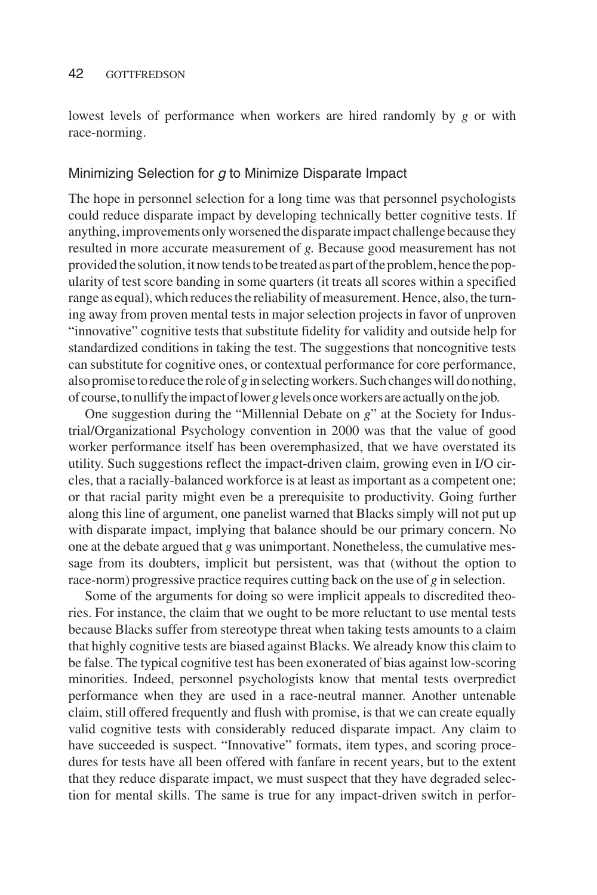lowest levels of performance when workers are hired randomly by *g* or with race-norming.

### Minimizing Selection for *g* to Minimize Disparate Impact

The hope in personnel selection for a long time was that personnel psychologists could reduce disparate impact by developing technically better cognitive tests. If anything, improvements only worsened the disparate impact challenge because they resulted in more accurate measurement of *g*. Because good measurement has not provided the solution, it now tends to be treated as part of the problem, hence the popularity of test score banding in some quarters (it treats all scores within a specified range as equal), which reduces the reliability of measurement. Hence, also, the turning away from proven mental tests in major selection projects in favor of unproven "innovative" cognitive tests that substitute fidelity for validity and outside help for standardized conditions in taking the test. The suggestions that noncognitive tests can substitute for cognitive ones, or contextual performance for core performance, also promise to reduce the role of *g* in selecting workers. Such changes will do nothing, of course, to nullify the impact of lower *g* levels once workers are actually on the job.

One suggestion during the "Millennial Debate on *g*" at the Society for Industrial/Organizational Psychology convention in 2000 was that the value of good worker performance itself has been overemphasized, that we have overstated its utility. Such suggestions reflect the impact-driven claim, growing even in I/O circles, that a racially-balanced workforce is at least as important as a competent one; or that racial parity might even be a prerequisite to productivity. Going further along this line of argument, one panelist warned that Blacks simply will not put up with disparate impact, implying that balance should be our primary concern. No one at the debate argued that *g* was unimportant. Nonetheless, the cumulative message from its doubters, implicit but persistent, was that (without the option to race-norm) progressive practice requires cutting back on the use of *g* in selection.

Some of the arguments for doing so were implicit appeals to discredited theories. For instance, the claim that we ought to be more reluctant to use mental tests because Blacks suffer from stereotype threat when taking tests amounts to a claim that highly cognitive tests are biased against Blacks. We already know this claim to be false. The typical cognitive test has been exonerated of bias against low-scoring minorities. Indeed, personnel psychologists know that mental tests overpredict performance when they are used in a race-neutral manner. Another untenable claim, still offered frequently and flush with promise, is that we can create equally valid cognitive tests with considerably reduced disparate impact. Any claim to have succeeded is suspect. "Innovative" formats, item types, and scoring procedures for tests have all been offered with fanfare in recent years, but to the extent that they reduce disparate impact, we must suspect that they have degraded selection for mental skills. The same is true for any impact-driven switch in perfor-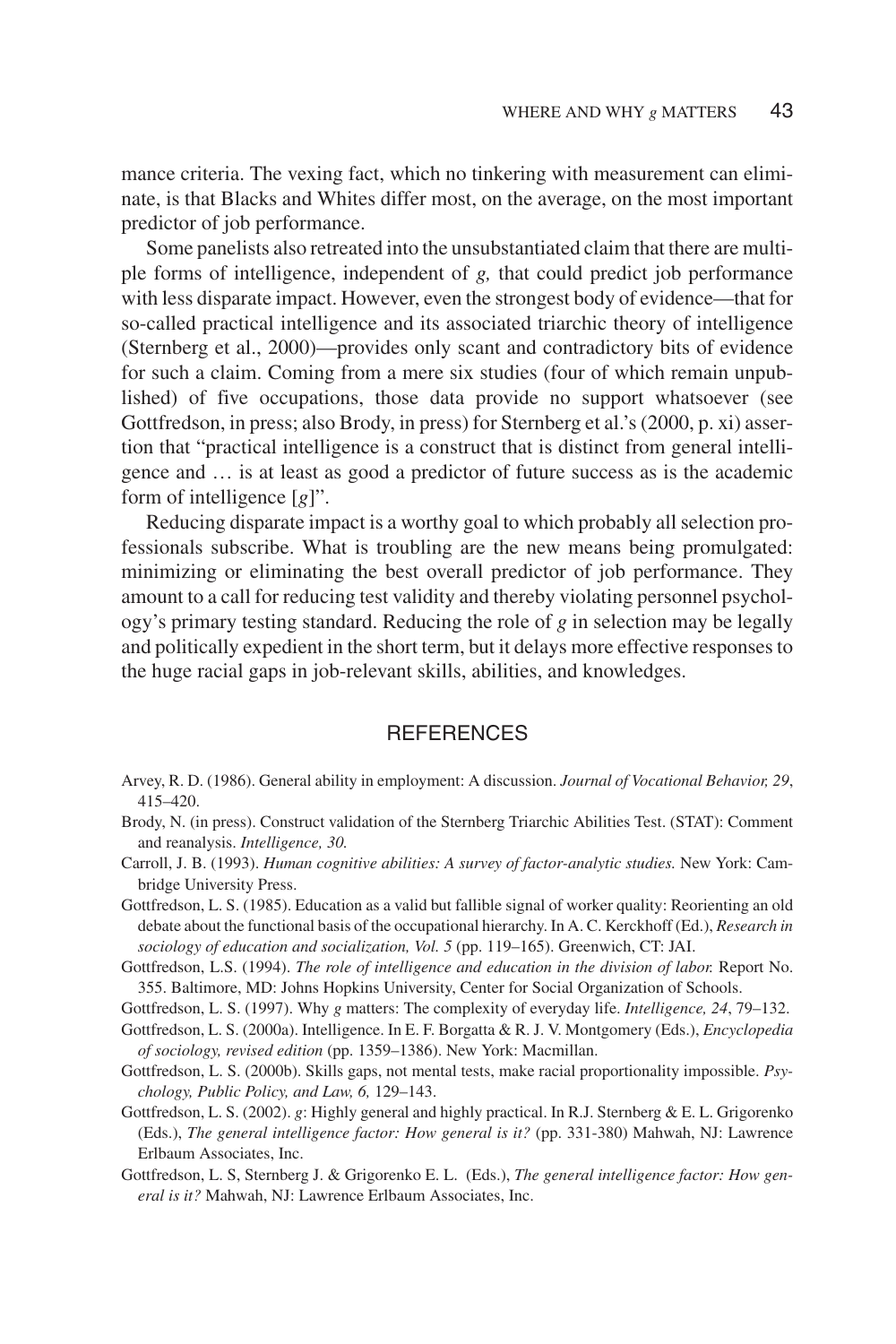mance criteria. The vexing fact, which no tinkering with measurement can eliminate, is that Blacks and Whites differ most, on the average, on the most important predictor of job performance.

Some panelists also retreated into the unsubstantiated claim that there are multiple forms of intelligence, independent of *g,* that could predict job performance with less disparate impact. However, even the strongest body of evidence—that for so-called practical intelligence and its associated triarchic theory of intelligence (Sternberg et al., 2000)—provides only scant and contradictory bits of evidence for such a claim. Coming from a mere six studies (four of which remain unpublished) of five occupations, those data provide no support whatsoever (see Gottfredson, in press; also Brody, in press) for Sternberg et al.'s (2000, p. xi) assertion that "practical intelligence is a construct that is distinct from general intelligence and … is at least as good a predictor of future success as is the academic form of intelligence [*g*]".

Reducing disparate impact is a worthy goal to which probably all selection professionals subscribe. What is troubling are the new means being promulgated: minimizing or eliminating the best overall predictor of job performance. They amount to a call for reducing test validity and thereby violating personnel psychology's primary testing standard. Reducing the role of *g* in selection may be legally and politically expedient in the short term, but it delays more effective responses to the huge racial gaps in job-relevant skills, abilities, and knowledges.

## REFERENCES

Arvey, R. D. (1986). General ability in employment: A discussion. *Journal of Vocational Behavior, 29*, 415–420.

Brody, N. (in press). Construct validation of the Sternberg Triarchic Abilities Test. (STAT): Comment and reanalysis. *Intelligence, 30.*

Carroll, J. B. (1993). *Human cognitive abilities: A survey of factor-analytic studies.* New York: Cambridge University Press.

Gottfredson, L. S. (1985). Education as a valid but fallible signal of worker quality: Reorienting an old debate about the functional basis of the occupational hierarchy. In A. C. Kerckhoff (Ed.), *Research in sociology of education and socialization, Vol. 5* (pp. 119–165). Greenwich, CT: JAI.

Gottfredson, L.S. (1994). *The role of intelligence and education in the division of labor.* Report No. 355. Baltimore, MD: Johns Hopkins University, Center for Social Organization of Schools.

Gottfredson, L. S. (1997). Why *g* matters: The complexity of everyday life. *Intelligence, 24*, 79–132.

Gottfredson, L. S. (2000a). Intelligence. In E. F. Borgatta & R. J. V. Montgomery (Eds.), *Encyclopedia of sociology, revised edition* (pp. 1359–1386). New York: Macmillan.

Gottfredson, L. S. (2000b). Skills gaps, not mental tests, make racial proportionality impossible. *Psychology, Public Policy, and Law, 6,* 129–143.

Gottfredson, L. S. (2002). *g*: Highly general and highly practical. In R.J. Sternberg & E. L. Grigorenko (Eds.), *The general intelligence factor: How general is it?* (pp. 331-380) Mahwah, NJ: Lawrence Erlbaum Associates, Inc.

Gottfredson, L. S, Sternberg J. & Grigorenko E. L. (Eds.), *The general intelligence factor: How general is it?* Mahwah, NJ: Lawrence Erlbaum Associates, Inc.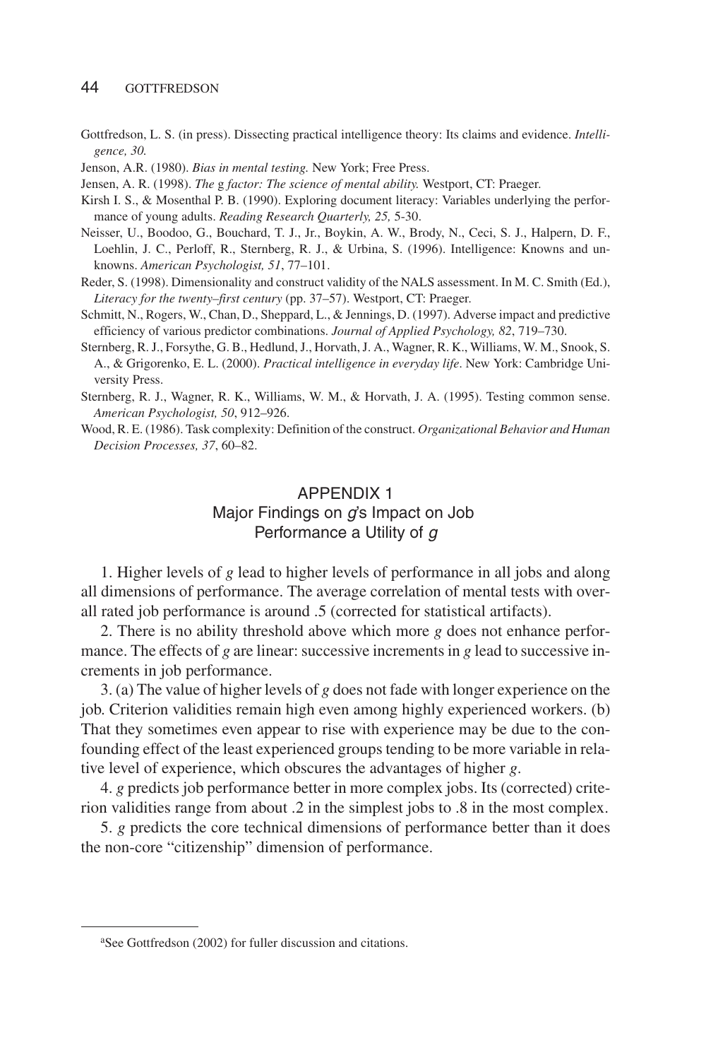Gottfredson, L. S. (in press). Dissecting practical intelligence theory: Its claims and evidence. *Intelligence, 30.*

Jenson, A.R. (1980). *Bias in mental testing.* New York; Free Press.

Jensen, A. R. (1998). *The* g *factor: The science of mental ability.* Westport, CT: Praeger.

Kirsh I. S., & Mosenthal P. B. (1990). Exploring document literacy: Variables underlying the performance of young adults. *Reading Research Quarterly, 25,* 5-30.

Neisser, U., Boodoo, G., Bouchard, T. J., Jr., Boykin, A. W., Brody, N., Ceci, S. J., Halpern, D. F., Loehlin, J. C., Perloff, R., Sternberg, R. J., & Urbina, S. (1996). Intelligence: Knowns and unknowns. *American Psychologist, 51*, 77–101.

Reder, S. (1998). Dimensionality and construct validity of the NALS assessment. In M. C. Smith (Ed.), *Literacy for the twenty–first century* (pp. 37–57). Westport, CT: Praeger.

Schmitt, N., Rogers, W., Chan, D., Sheppard, L., & Jennings, D. (1997). Adverse impact and predictive efficiency of various predictor combinations. *Journal of Applied Psychology, 82*, 719–730.

Sternberg, R. J., Forsythe, G. B., Hedlund, J., Horvath, J. A., Wagner, R. K., Williams, W. M., Snook, S. A., & Grigorenko, E. L. (2000). *Practical intelligence in everyday life*. New York: Cambridge University Press.

Sternberg, R. J., Wagner, R. K., Williams, W. M., & Horvath, J. A. (1995). Testing common sense. *American Psychologist, 50*, 912–926.

Wood, R. E. (1986). Task complexity: Definition of the construct. *Organizational Behavior and Human Decision Processes, 37*, 60–82.

## APPENDIX 1
## Major Findings on *g*'s Impact on Job Performance a Utility of *g*

1. Higher levels of *g* lead to higher levels of performance in all jobs and along all dimensions of performance. The average correlation of mental tests with overall rated job performance is around .5 (corrected for statistical artifacts).

2. There is no ability threshold above which more *g* does not enhance performance. The effects of *g* are linear: successive increments in *g* lead to successive increments in job performance.

3. (a) The value of higher levels of *g* does not fade with longer experience on the job. Criterion validities remain high even among highly experienced workers. (b) That they sometimes even appear to rise with experience may be due to the confounding effect of the least experienced groups tending to be more variable in relative level of experience, which obscures the advantages of higher *g*.

4. *g* predicts job performance better in more complex jobs. Its (corrected) criterion validities range from about .2 in the simplest jobs to .8 in the most complex.

5. *g* predicts the core technical dimensions of performance better than it does the non-core "citizenship" dimension of performance.

[a]See Gottfredson (2002) for fuller discussion and citations.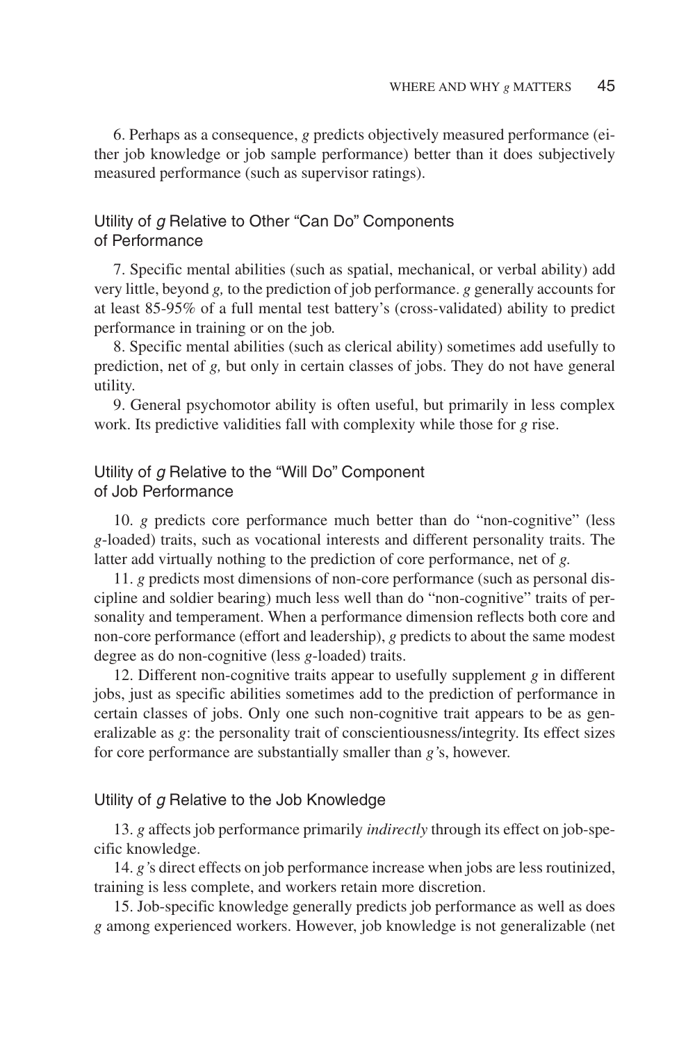6. Perhaps as a consequence, *g* predicts objectively measured performance (either job knowledge or job sample performance) better than it does subjectively measured performance (such as supervisor ratings).

### Utility of *g* Relative to Other "Can Do" Components of Performance

7. Specific mental abilities (such as spatial, mechanical, or verbal ability) add very little, beyond *g,* to the prediction of job performance. *g* generally accounts for at least 85-95% of a full mental test battery's (cross-validated) ability to predict performance in training or on the job.

8. Specific mental abilities (such as clerical ability) sometimes add usefully to prediction, net of *g,* but only in certain classes of jobs. They do not have general utility.

9. General psychomotor ability is often useful, but primarily in less complex work. Its predictive validities fall with complexity while those for *g* rise.

### Utility of *g* Relative to the "Will Do" Component of Job Performance

10. *g* predicts core performance much better than do "non-cognitive" (less *g*-loaded) traits, such as vocational interests and different personality traits. The latter add virtually nothing to the prediction of core performance, net of *g.*

11. *g* predicts most dimensions of non-core performance (such as personal discipline and soldier bearing) much less well than do "non-cognitive" traits of personality and temperament. When a performance dimension reflects both core and non-core performance (effort and leadership), *g* predicts to about the same modest degree as do non-cognitive (less *g*-loaded) traits.

12. Different non-cognitive traits appear to usefully supplement *g* in different jobs, just as specific abilities sometimes add to the prediction of performance in certain classes of jobs. Only one such non-cognitive trait appears to be as generalizable as *g*: the personality trait of conscientiousness/integrity. Its effect sizes for core performance are substantially smaller than *g'*s, however.

### Utility of *g* Relative to the Job Knowledge

13. *g* affects job performance primarily *indirectly* through its effect on job-specific knowledge.

14. *g'*s direct effects on job performance increase when jobs are less routinized, training is less complete, and workers retain more discretion.

15. Job-specific knowledge generally predicts job performance as well as does *g* among experienced workers. However, job knowledge is not generalizable (net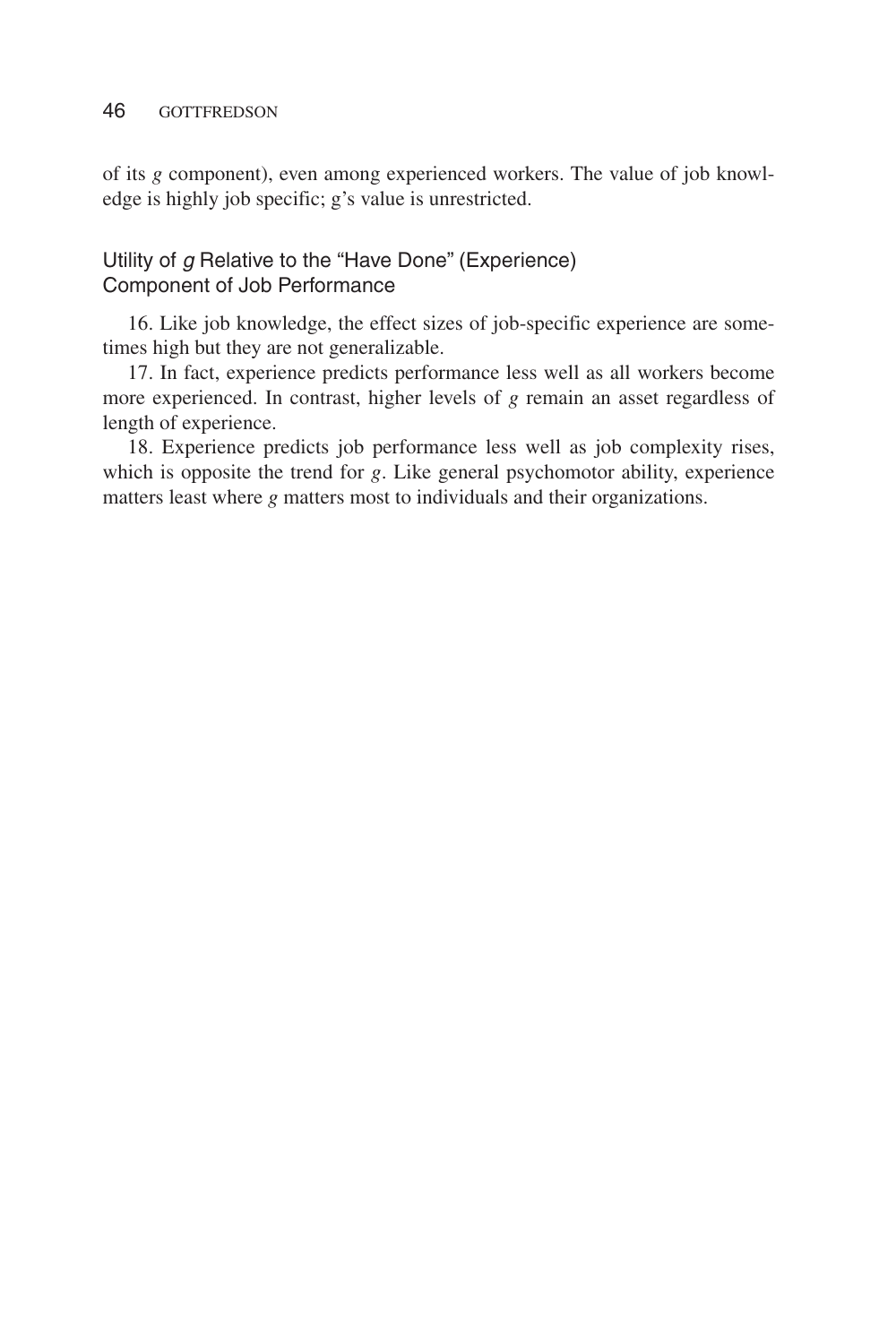of its *g* component), even among experienced workers. The value of job knowledge is highly job specific; g's value is unrestricted.

### Utility of *g* Relative to the "Have Done" (Experience) Component of Job Performance

16. Like job knowledge, the effect sizes of job-specific experience are sometimes high but they are not generalizable.

17. In fact, experience predicts performance less well as all workers become more experienced. In contrast, higher levels of *g* remain an asset regardless of length of experience.

18. Experience predicts job performance less well as job complexity rises, which is opposite the trend for *g*. Like general psychomotor ability, experience matters least where *g* matters most to individuals and their organizations.